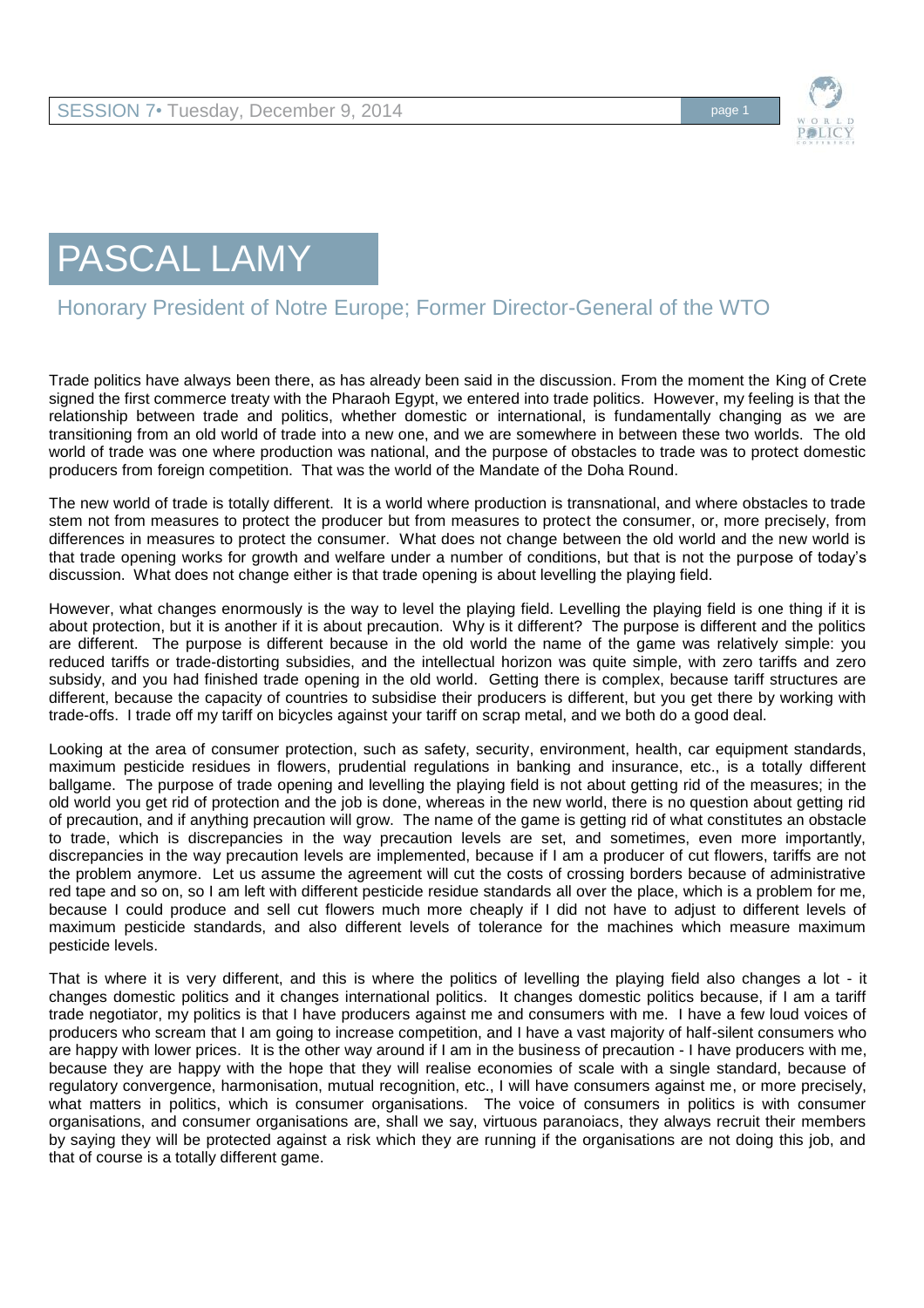# PASCAL LAMY

## Honorary President of Notre Europe; Former Director-General of the WTO

Trade politics have always been there, as has already been said in the discussion. From the moment the King of Crete signed the first commerce treaty with the Pharaoh Egypt, we entered into trade politics. However, my feeling is that the relationship between trade and politics, whether domestic or international, is fundamentally changing as we are transitioning from an old world of trade into a new one, and we are somewhere in between these two worlds. The old world of trade was one where production was national, and the purpose of obstacles to trade was to protect domestic producers from foreign competition. That was the world of the Mandate of the Doha Round.

The new world of trade is totally different. It is a world where production is transnational, and where obstacles to trade stem not from measures to protect the producer but from measures to protect the consumer, or, more precisely, from differences in measures to protect the consumer. What does not change between the old world and the new world is that trade opening works for growth and welfare under a number of conditions, but that is not the purpose of today's discussion. What does not change either is that trade opening is about levelling the playing field.

However, what changes enormously is the way to level the playing field. Levelling the playing field is one thing if it is about protection, but it is another if it is about precaution. Why is it different? The purpose is different and the politics are different. The purpose is different because in the old world the name of the game was relatively simple: you reduced tariffs or trade-distorting subsidies, and the intellectual horizon was quite simple, with zero tariffs and zero subsidy, and you had finished trade opening in the old world. Getting there is complex, because tariff structures are different, because the capacity of countries to subsidise their producers is different, but you get there by working with trade-offs. I trade off my tariff on bicycles against your tariff on scrap metal, and we both do a good deal.

Looking at the area of consumer protection, such as safety, security, environment, health, car equipment standards, maximum pesticide residues in flowers, prudential regulations in banking and insurance, etc., is a totally different ballgame. The purpose of trade opening and levelling the playing field is not about getting rid of the measures; in the old world you get rid of protection and the job is done, whereas in the new world, there is no question about getting rid of precaution, and if anything precaution will grow. The name of the game is getting rid of what constitutes an obstacle to trade, which is discrepancies in the way precaution levels are set, and sometimes, even more importantly, discrepancies in the way precaution levels are implemented, because if I am a producer of cut flowers, tariffs are not the problem anymore. Let us assume the agreement will cut the costs of crossing borders because of administrative red tape and so on, so I am left with different pesticide residue standards all over the place, which is a problem for me, because I could produce and sell cut flowers much more cheaply if I did not have to adjust to different levels of maximum pesticide standards, and also different levels of tolerance for the machines which measure maximum pesticide levels.

That is where it is very different, and this is where the politics of levelling the playing field also changes a lot - it changes domestic politics and it changes international politics. It changes domestic politics because, if I am a tariff trade negotiator, my politics is that I have producers against me and consumers with me. I have a few loud voices of producers who scream that I am going to increase competition, and I have a vast majority of half-silent consumers who are happy with lower prices. It is the other way around if I am in the business of precaution - I have producers with me, because they are happy with the hope that they will realise economies of scale with a single standard, because of regulatory convergence, harmonisation, mutual recognition, etc., I will have consumers against me, or more precisely, what matters in politics, which is consumer organisations. The voice of consumers in politics is with consumer organisations, and consumer organisations are, shall we say, virtuous paranoiacs, they always recruit their members by saying they will be protected against a risk which they are running if the organisations are not doing this job, and that of course is a totally different game.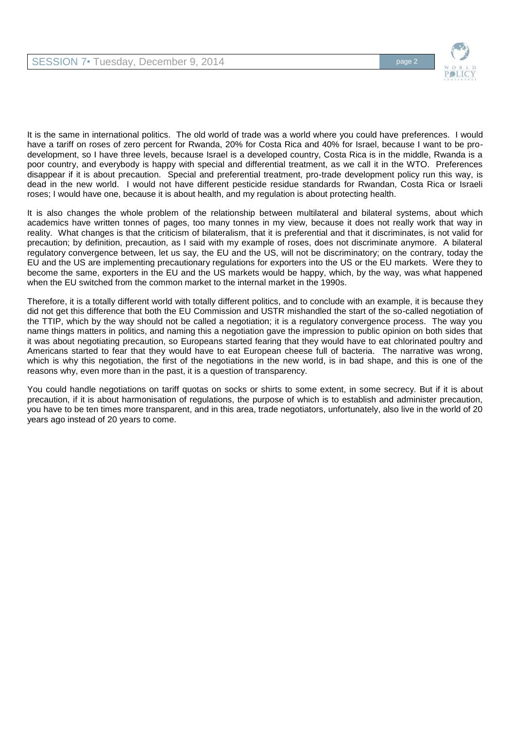It is the same in international politics. The old world of trade was a world where you could have preferences. I would have a tariff on roses of zero percent for Rwanda, 20% for Costa Rica and 40% for Israel, because I want to be pro-development, so I have three levels, because Israel is a developed country, Costa Rica is in the middle, Rwanda is a poor country, and everybody is happy with special and differential treatment, as we call it in the WTO. Preferences disappear if it is about precaution. Special and preferential treatment, pro-trade development policy run this way, is dead in the new world. I would not have different pesticide residue standards for Rwandan, Costa Rica or Israeli roses; I would have one, because it is about health, and my regulation is about protecting health.

It is also changes the whole problem of the relationship between multilateral and bilateral systems, about which academics have written tonnes of pages, too many tonnes in my view, because it does not really work that way in reality. What changes is that the criticism of bilateralism, that it is preferential and that it discriminates, is not valid for precaution; by definition, precaution, as I said with my example of roses, does not discriminate anymore. A bilateral regulatory convergence between, let us say, the EU and the US, will not be discriminatory; on the contrary, today the EU and the US are implementing precautionary regulations for exporters into the US or the EU markets. Were they to become the same, exporters in the EU and the US markets would be happy, which, by the way, was what happened when the EU switched from the common market to the internal market in the 1990s.

Therefore, it is a totally different world with totally different politics, and to conclude with an example, it is because they did not get this difference that both the EU Commission and USTR mishandled the start of the so-called negotiation of the TTIP, which by the way should not be called a negotiation; it is a regulatory convergence process. The way you name things matters in politics, and naming this a negotiation gave the impression to public opinion on both sides that it was about negotiating precaution, so Europeans started fearing that they would have to eat chlorinated poultry and Americans started to fear that they would have to eat European cheese full of bacteria. The narrative was wrong, which is why this negotiation, the first of the negotiations in the new world, is in bad shape, and this is one of the reasons why, even more than in the past, it is a question of transparency.

You could handle negotiations on tariff quotas on socks or shirts to some extent, in some secrecy. But if it is about precaution, if it is about harmonisation of regulations, the purpose of which is to establish and administer precaution, you have to be ten times more transparent, and in this area, trade negotiators, unfortunately, also live in the world of 20 years ago instead of 20 years to come.